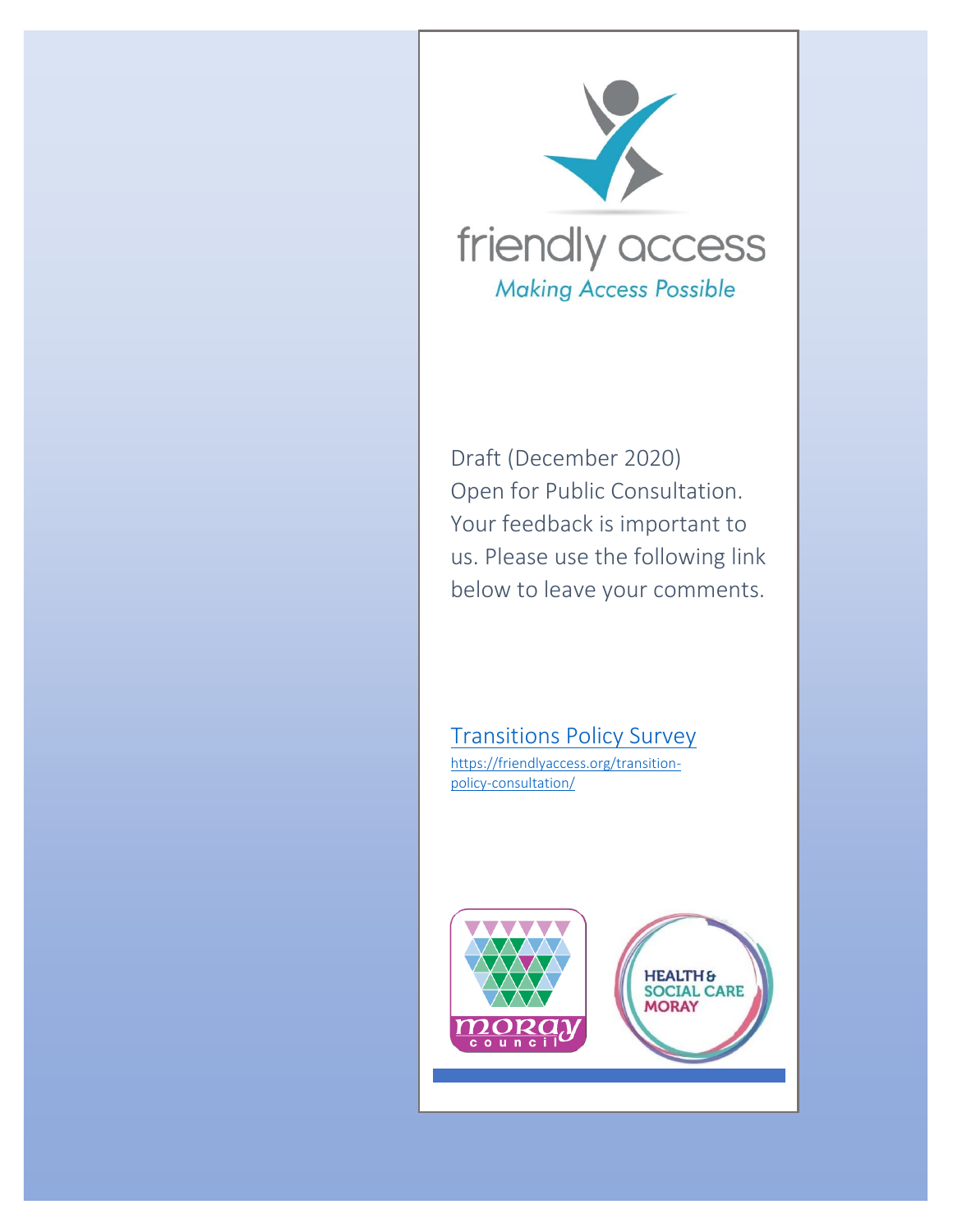friendly access

*Making Access Possible*

Draft (December 2020)
Open for Public Consultation.
Your feedback is important to us. Please use the following link below to leave your comments.

[Transitions Policy Survey](https://friendlyaccess.org/transition-policy-consultation/)

https://friendlyaccess.org/transition-policy-consultation/

moray council

HEALTH & SOCIAL CARE MORAY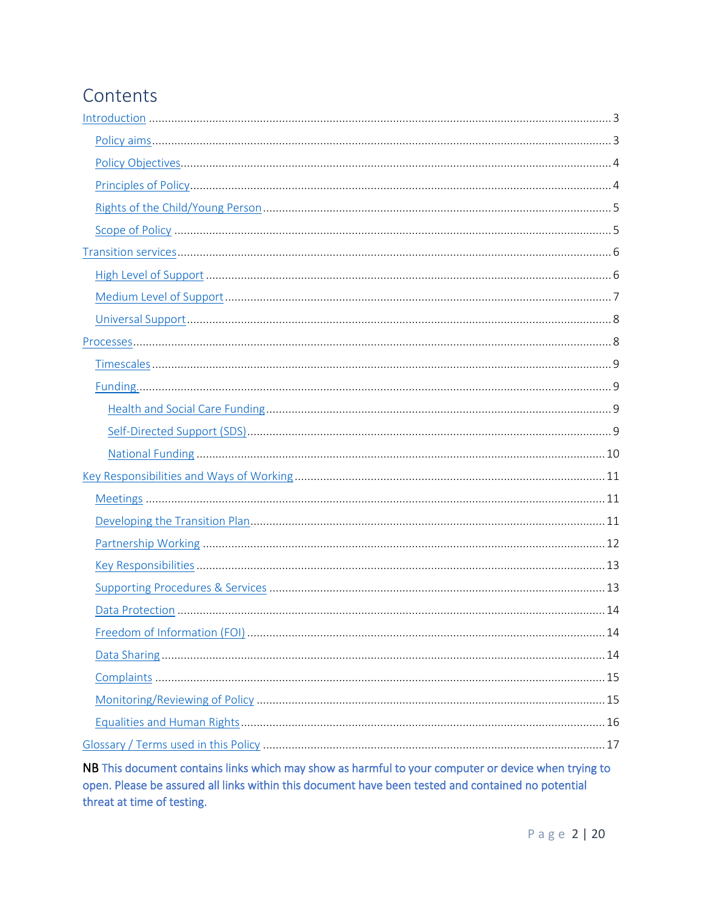# Contents

- Introduction ... 3
  - Policy aims ... 3
  - Policy Objectives ... 4
  - Principles of Policy ... 4
  - Rights of the Child/Young Person ... 5
  - Scope of Policy ... 5
- Transition services ... 6
  - High Level of Support ... 6
  - Medium Level of Support ... 7
  - Universal Support ... 8
- Processes ... 8
  - Timescales ... 9
  - Funding ... 9
    - Health and Social Care Funding ... 9
    - Self-Directed Support (SDS) ... 9
    - National Funding ... 10
- Key Responsibilities and Ways of Working ... 11
  - Meetings ... 11
  - Developing the Transition Plan ... 11
  - Partnership Working ... 12
  - Key Responsibilities ... 13
  - Supporting Procedures & Services ... 13
  - Data Protection ... 14
  - Freedom of Information (FOI) ... 14
  - Data Sharing ... 14
  - Complaints ... 15
  - Monitoring/Reviewing of Policy ... 15
  - Equalities and Human Rights ... 16
- Glossary / Terms used in this Policy ... 17

**NB** This document contains links which may show as harmful to your computer or device when trying to open. Please be assured all links within this document have been tested and contained no potential threat at time of testing.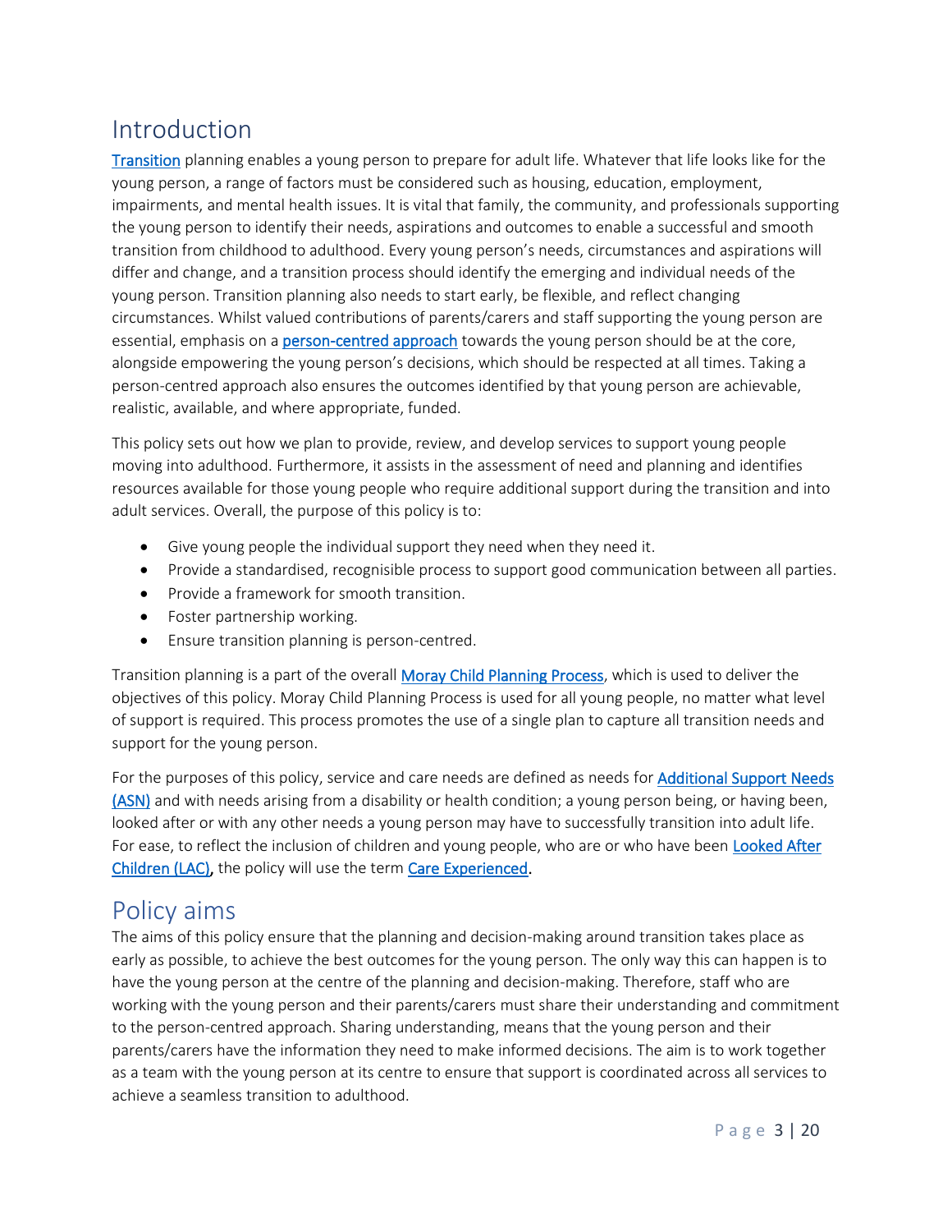## Introduction

Transition planning enables a young person to prepare for adult life. Whatever that life looks like for the young person, a range of factors must be considered such as housing, education, employment, impairments, and mental health issues. It is vital that family, the community, and professionals supporting the young person to identify their needs, aspirations and outcomes to enable a successful and smooth transition from childhood to adulthood. Every young person's needs, circumstances and aspirations will differ and change, and a transition process should identify the emerging and individual needs of the young person. Transition planning also needs to start early, be flexible, and reflect changing circumstances. Whilst valued contributions of parents/carers and staff supporting the young person are essential, emphasis on a person-centred approach towards the young person should be at the core, alongside empowering the young person's decisions, which should be respected at all times. Taking a person-centred approach also ensures the outcomes identified by that young person are achievable, realistic, available, and where appropriate, funded.

This policy sets out how we plan to provide, review, and develop services to support young people moving into adulthood. Furthermore, it assists in the assessment of need and planning and identifies resources available for those young people who require additional support during the transition and into adult services. Overall, the purpose of this policy is to:

- Give young people the individual support they need when they need it.
- Provide a standardised, recognisible process to support good communication between all parties.
- Provide a framework for smooth transition.
- Foster partnership working.
- Ensure transition planning is person-centred.

Transition planning is a part of the overall Moray Child Planning Process, which is used to deliver the objectives of this policy. Moray Child Planning Process is used for all young people, no matter what level of support is required. This process promotes the use of a single plan to capture all transition needs and support for the young person.

For the purposes of this policy, service and care needs are defined as needs for Additional Support Needs (ASN) and with needs arising from a disability or health condition; a young person being, or having been, looked after or with any other needs a young person may have to successfully transition into adult life. For ease, to reflect the inclusion of children and young people, who are or who have been Looked After Children (LAC), the policy will use the term Care Experienced.

## Policy aims

The aims of this policy ensure that the planning and decision-making around transition takes place as early as possible, to achieve the best outcomes for the young person. The only way this can happen is to have the young person at the centre of the planning and decision-making. Therefore, staff who are working with the young person and their parents/carers must share their understanding and commitment to the person-centred approach. Sharing understanding, means that the young person and their parents/carers have the information they need to make informed decisions. The aim is to work together as a team with the young person at its centre to ensure that support is coordinated across all services to achieve a seamless transition to adulthood.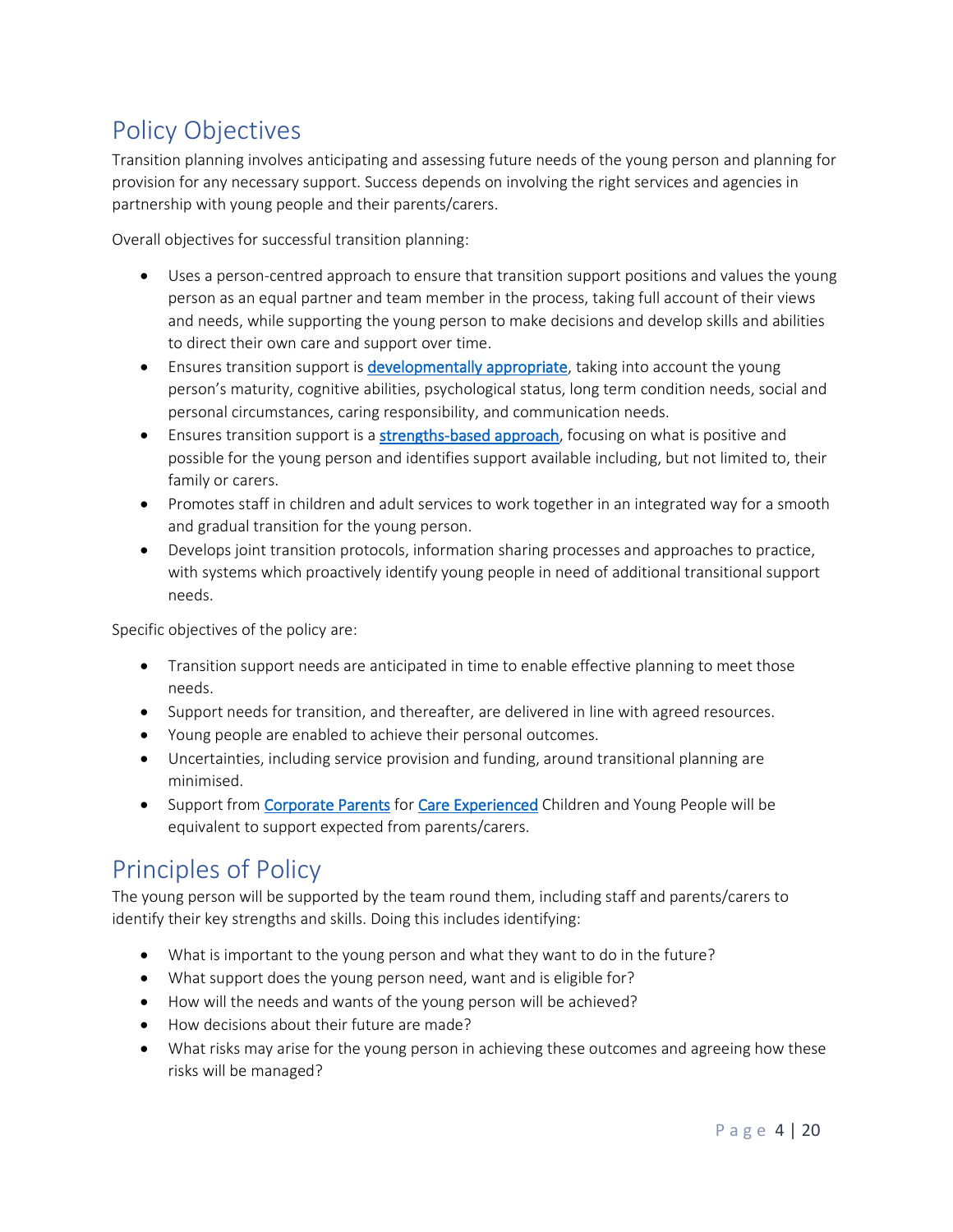## Policy Objectives

Transition planning involves anticipating and assessing future needs of the young person and planning for provision for any necessary support. Success depends on involving the right services and agencies in partnership with young people and their parents/carers.

Overall objectives for successful transition planning:

- Uses a person-centred approach to ensure that transition support positions and values the young person as an equal partner and team member in the process, taking full account of their views and needs, while supporting the young person to make decisions and develop skills and abilities to direct their own care and support over time.
- Ensures transition support is developmentally appropriate, taking into account the young person's maturity, cognitive abilities, psychological status, long term condition needs, social and personal circumstances, caring responsibility, and communication needs.
- Ensures transition support is a strengths-based approach, focusing on what is positive and possible for the young person and identifies support available including, but not limited to, their family or carers.
- Promotes staff in children and adult services to work together in an integrated way for a smooth and gradual transition for the young person.
- Develops joint transition protocols, information sharing processes and approaches to practice, with systems which proactively identify young people in need of additional transitional support needs.

Specific objectives of the policy are:

- Transition support needs are anticipated in time to enable effective planning to meet those needs.
- Support needs for transition, and thereafter, are delivered in line with agreed resources.
- Young people are enabled to achieve their personal outcomes.
- Uncertainties, including service provision and funding, around transitional planning are minimised.
- Support from Corporate Parents for Care Experienced Children and Young People will be equivalent to support expected from parents/carers.

## Principles of Policy

The young person will be supported by the team round them, including staff and parents/carers to identify their key strengths and skills. Doing this includes identifying:

- What is important to the young person and what they want to do in the future?
- What support does the young person need, want and is eligible for?
- How will the needs and wants of the young person will be achieved?
- How decisions about their future are made?
- What risks may arise for the young person in achieving these outcomes and agreeing how these risks will be managed?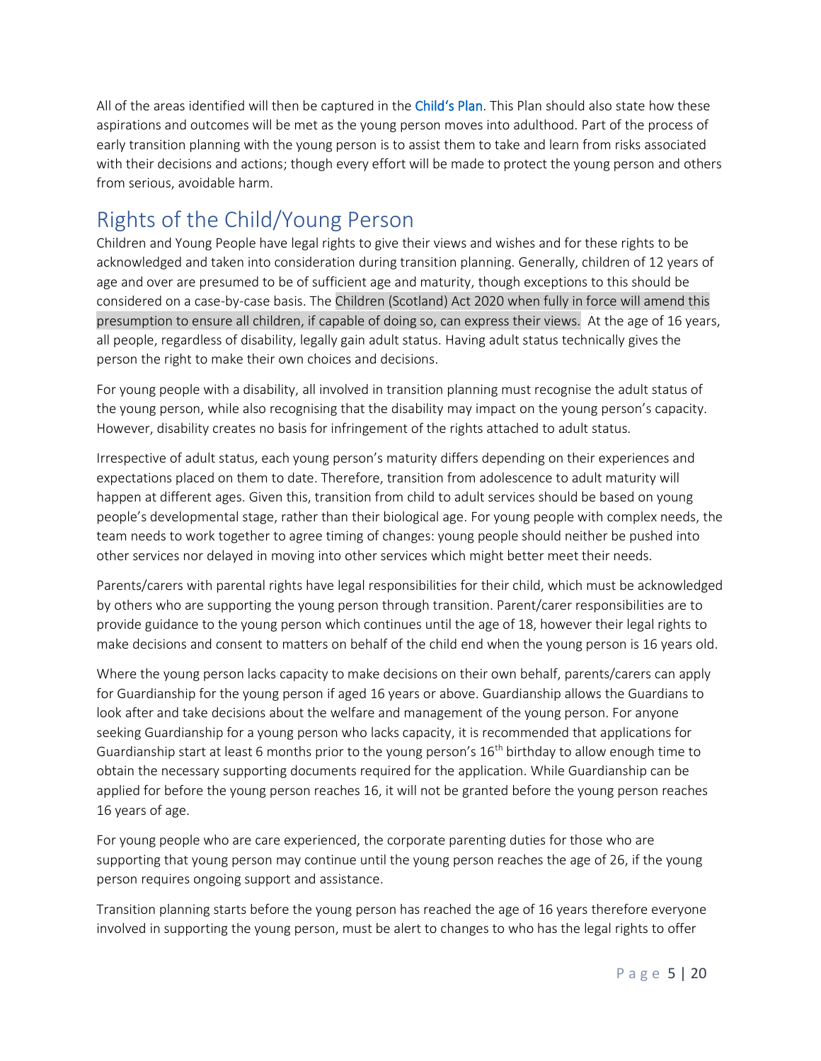All of the areas identified will then be captured in the Child's Plan. This Plan should also state how these aspirations and outcomes will be met as the young person moves into adulthood. Part of the process of early transition planning with the young person is to assist them to take and learn from risks associated with their decisions and actions; though every effort will be made to protect the young person and others from serious, avoidable harm.

## Rights of the Child/Young Person

Children and Young People have legal rights to give their views and wishes and for these rights to be acknowledged and taken into consideration during transition planning. Generally, children of 12 years of age and over are presumed to be of sufficient age and maturity, though exceptions to this should be considered on a case-by-case basis. The Children (Scotland) Act 2020 when fully in force will amend this presumption to ensure all children, if capable of doing so, can express their views. At the age of 16 years, all people, regardless of disability, legally gain adult status. Having adult status technically gives the person the right to make their own choices and decisions.

For young people with a disability, all involved in transition planning must recognise the adult status of the young person, while also recognising that the disability may impact on the young person's capacity. However, disability creates no basis for infringement of the rights attached to adult status.

Irrespective of adult status, each young person's maturity differs depending on their experiences and expectations placed on them to date. Therefore, transition from adolescence to adult maturity will happen at different ages. Given this, transition from child to adult services should be based on young people's developmental stage, rather than their biological age. For young people with complex needs, the team needs to work together to agree timing of changes: young people should neither be pushed into other services nor delayed in moving into other services which might better meet their needs.

Parents/carers with parental rights have legal responsibilities for their child, which must be acknowledged by others who are supporting the young person through transition. Parent/carer responsibilities are to provide guidance to the young person which continues until the age of 18, however their legal rights to make decisions and consent to matters on behalf of the child end when the young person is 16 years old.

Where the young person lacks capacity to make decisions on their own behalf, parents/carers can apply for Guardianship for the young person if aged 16 years or above. Guardianship allows the Guardians to look after and take decisions about the welfare and management of the young person. For anyone seeking Guardianship for a young person who lacks capacity, it is recommended that applications for Guardianship start at least 6 months prior to the young person's 16th birthday to allow enough time to obtain the necessary supporting documents required for the application. While Guardianship can be applied for before the young person reaches 16, it will not be granted before the young person reaches 16 years of age.

For young people who are care experienced, the corporate parenting duties for those who are supporting that young person may continue until the young person reaches the age of 26, if the young person requires ongoing support and assistance.

Transition planning starts before the young person has reached the age of 16 years therefore everyone involved in supporting the young person, must be alert to changes to who has the legal rights to offer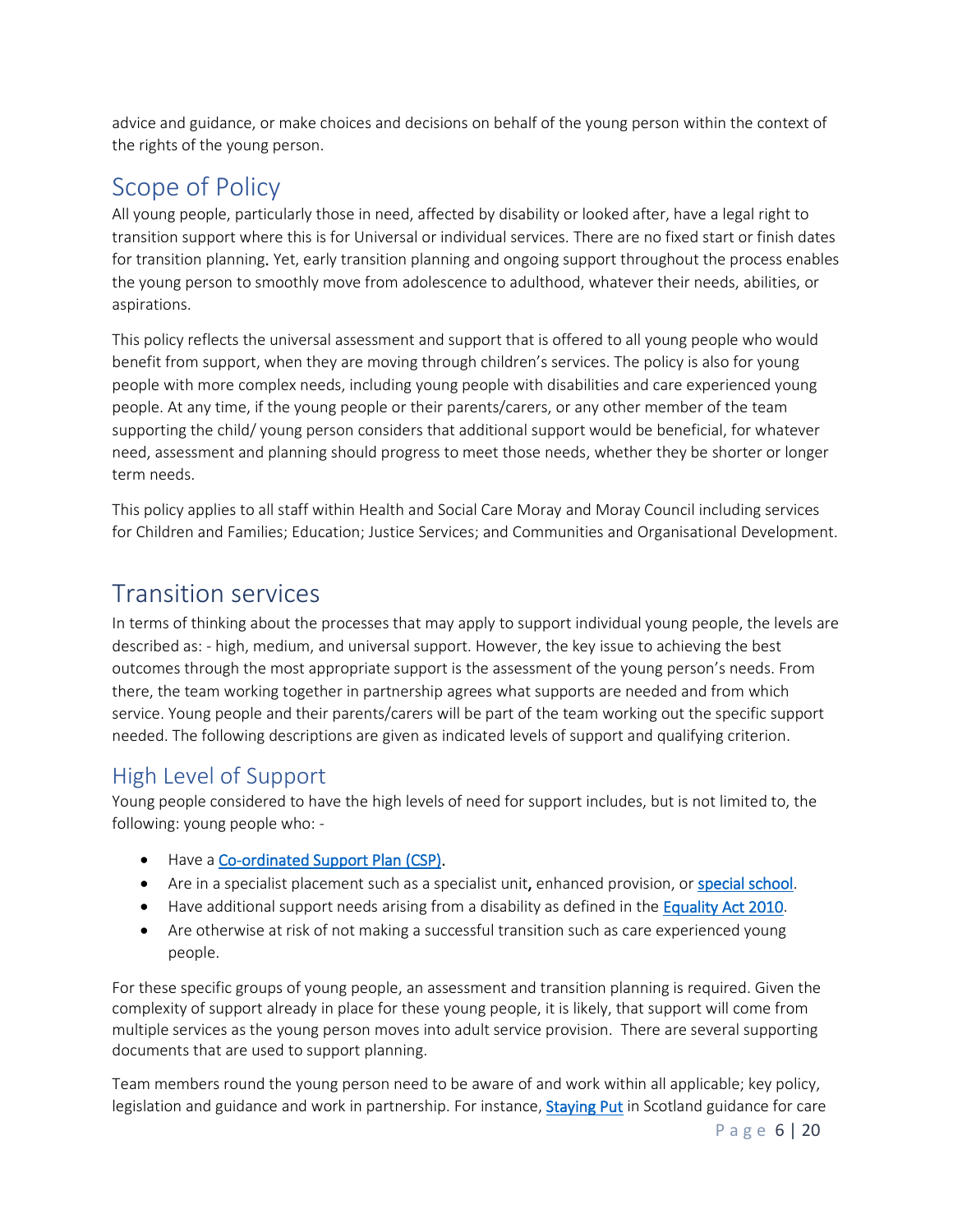advice and guidance, or make choices and decisions on behalf of the young person within the context of the rights of the young person.

## Scope of Policy

All young people, particularly those in need, affected by disability or looked after, have a legal right to transition support where this is for Universal or individual services. There are no fixed start or finish dates for transition planning. Yet, early transition planning and ongoing support throughout the process enables the young person to smoothly move from adolescence to adulthood, whatever their needs, abilities, or aspirations.

This policy reflects the universal assessment and support that is offered to all young people who would benefit from support, when they are moving through children's services. The policy is also for young people with more complex needs, including young people with disabilities and care experienced young people. At any time, if the young people or their parents/carers, or any other member of the team supporting the child/ young person considers that additional support would be beneficial, for whatever need, assessment and planning should progress to meet those needs, whether they be shorter or longer term needs.

This policy applies to all staff within Health and Social Care Moray and Moray Council including services for Children and Families; Education; Justice Services; and Communities and Organisational Development.

## Transition services

In terms of thinking about the processes that may apply to support individual young people, the levels are described as: - high, medium, and universal support. However, the key issue to achieving the best outcomes through the most appropriate support is the assessment of the young person's needs. From there, the team working together in partnership agrees what supports are needed and from which service. Young people and their parents/carers will be part of the team working out the specific support needed. The following descriptions are given as indicated levels of support and qualifying criterion.

### High Level of Support

Young people considered to have the high levels of need for support includes, but is not limited to, the following: young people who: -

- Have a Co-ordinated Support Plan (CSP).
- Are in a specialist placement such as a specialist unit, enhanced provision, or special school.
- Have additional support needs arising from a disability as defined in the Equality Act 2010.
- Are otherwise at risk of not making a successful transition such as care experienced young people.

For these specific groups of young people, an assessment and transition planning is required. Given the complexity of support already in place for these young people, it is likely, that support will come from multiple services as the young person moves into adult service provision. There are several supporting documents that are used to support planning.

Team members round the young person need to be aware of and work within all applicable; key policy, legislation and guidance and work in partnership. For instance, Staying Put in Scotland guidance for care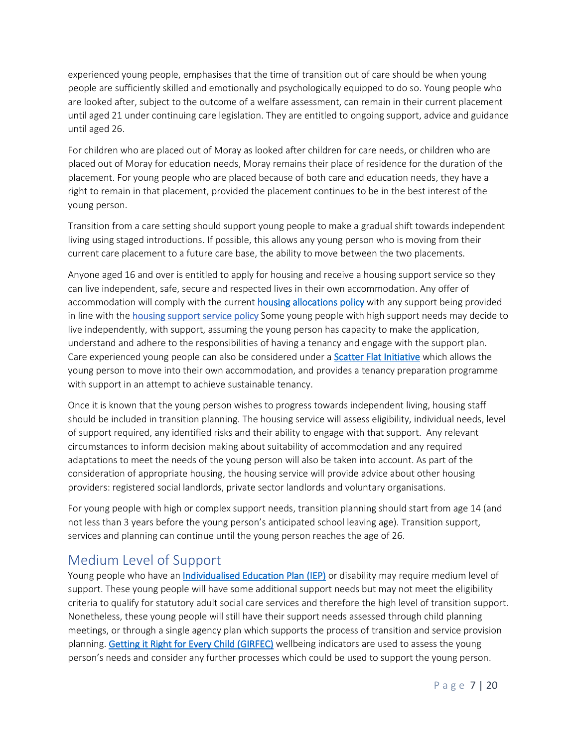experienced young people, emphasises that the time of transition out of care should be when young people are sufficiently skilled and emotionally and psychologically equipped to do so. Young people who are looked after, subject to the outcome of a welfare assessment, can remain in their current placement until aged 21 under continuing care legislation. They are entitled to ongoing support, advice and guidance until aged 26.

For children who are placed out of Moray as looked after children for care needs, or children who are placed out of Moray for education needs, Moray remains their place of residence for the duration of the placement. For young people who are placed because of both care and education needs, they have a right to remain in that placement, provided the placement continues to be in the best interest of the young person.

Transition from a care setting should support young people to make a gradual shift towards independent living using staged introductions. If possible, this allows any young person who is moving from their current care placement to a future care base, the ability to move between the two placements.

Anyone aged 16 and over is entitled to apply for housing and receive a housing support service so they can live independent, safe, secure and respected lives in their own accommodation. Any offer of accommodation will comply with the current housing allocations policy with any support being provided in line with the housing support service policy Some young people with high support needs may decide to live independently, with support, assuming the young person has capacity to make the application, understand and adhere to the responsibilities of having a tenancy and engage with the support plan. Care experienced young people can also be considered under a Scatter Flat Initiative which allows the young person to move into their own accommodation, and provides a tenancy preparation programme with support in an attempt to achieve sustainable tenancy.

Once it is known that the young person wishes to progress towards independent living, housing staff should be included in transition planning. The housing service will assess eligibility, individual needs, level of support required, any identified risks and their ability to engage with that support. Any relevant circumstances to inform decision making about suitability of accommodation and any required adaptations to meet the needs of the young person will also be taken into account. As part of the consideration of appropriate housing, the housing service will provide advice about other housing providers: registered social landlords, private sector landlords and voluntary organisations.

For young people with high or complex support needs, transition planning should start from age 14 (and not less than 3 years before the young person's anticipated school leaving age). Transition support, services and planning can continue until the young person reaches the age of 26.

## Medium Level of Support

Young people who have an Individualised Education Plan (IEP) or disability may require medium level of support. These young people will have some additional support needs but may not meet the eligibility criteria to qualify for statutory adult social care services and therefore the high level of transition support. Nonetheless, these young people will still have their support needs assessed through child planning meetings, or through a single agency plan which supports the process of transition and service provision planning. Getting it Right for Every Child (GIRFEC) wellbeing indicators are used to assess the young person's needs and consider any further processes which could be used to support the young person.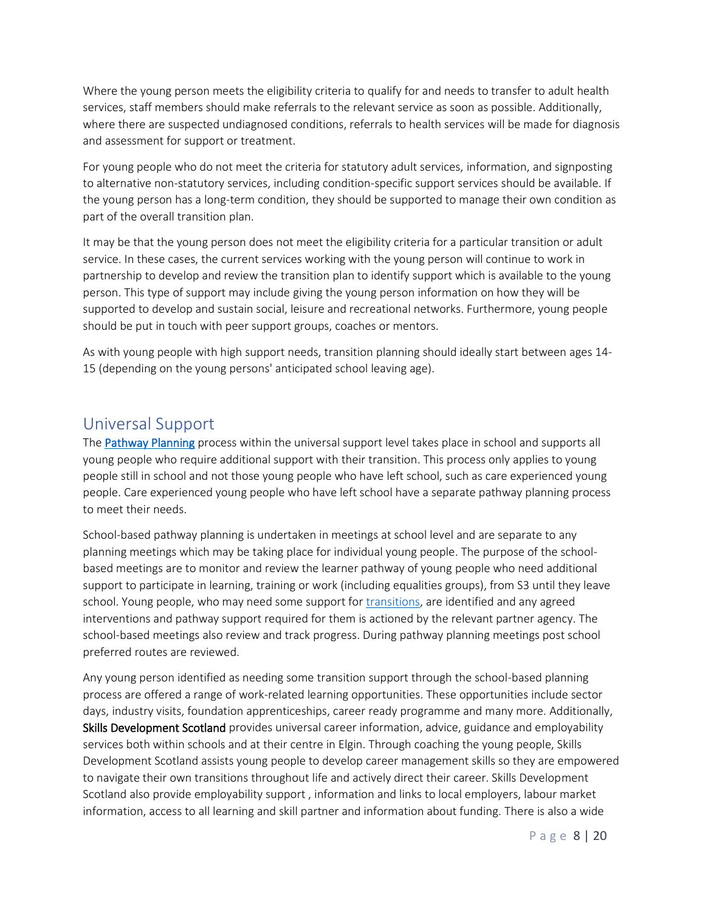Where the young person meets the eligibility criteria to qualify for and needs to transfer to adult health services, staff members should make referrals to the relevant service as soon as possible. Additionally, where there are suspected undiagnosed conditions, referrals to health services will be made for diagnosis and assessment for support or treatment.

For young people who do not meet the criteria for statutory adult services, information, and signposting to alternative non-statutory services, including condition-specific support services should be available. If the young person has a long-term condition, they should be supported to manage their own condition as part of the overall transition plan.

It may be that the young person does not meet the eligibility criteria for a particular transition or adult service. In these cases, the current services working with the young person will continue to work in partnership to develop and review the transition plan to identify support which is available to the young person. This type of support may include giving the young person information on how they will be supported to develop and sustain social, leisure and recreational networks. Furthermore, young people should be put in touch with peer support groups, coaches or mentors.

As with young people with high support needs, transition planning should ideally start between ages 14-15 (depending on the young persons' anticipated school leaving age).

## Universal Support

The **Pathway Planning** process within the universal support level takes place in school and supports all young people who require additional support with their transition. This process only applies to young people still in school and not those young people who have left school, such as care experienced young people. Care experienced young people who have left school have a separate pathway planning process to meet their needs.

School-based pathway planning is undertaken in meetings at school level and are separate to any planning meetings which may be taking place for individual young people. The purpose of the school-based meetings are to monitor and review the learner pathway of young people who need additional support to participate in learning, training or work (including equalities groups), from S3 until they leave school. Young people, who may need some support for transitions, are identified and any agreed interventions and pathway support required for them is actioned by the relevant partner agency. The school-based meetings also review and track progress. During pathway planning meetings post school preferred routes are reviewed.

Any young person identified as needing some transition support through the school-based planning process are offered a range of work-related learning opportunities. These opportunities include sector days, industry visits, foundation apprenticeships, career ready programme and many more. Additionally, **Skills Development Scotland** provides universal career information, advice, guidance and employability services both within schools and at their centre in Elgin. Through coaching the young people, Skills Development Scotland assists young people to develop career management skills so they are empowered to navigate their own transitions throughout life and actively direct their career. Skills Development Scotland also provide employability support , information and links to local employers, labour market information, access to all learning and skill partner and information about funding. There is also a wide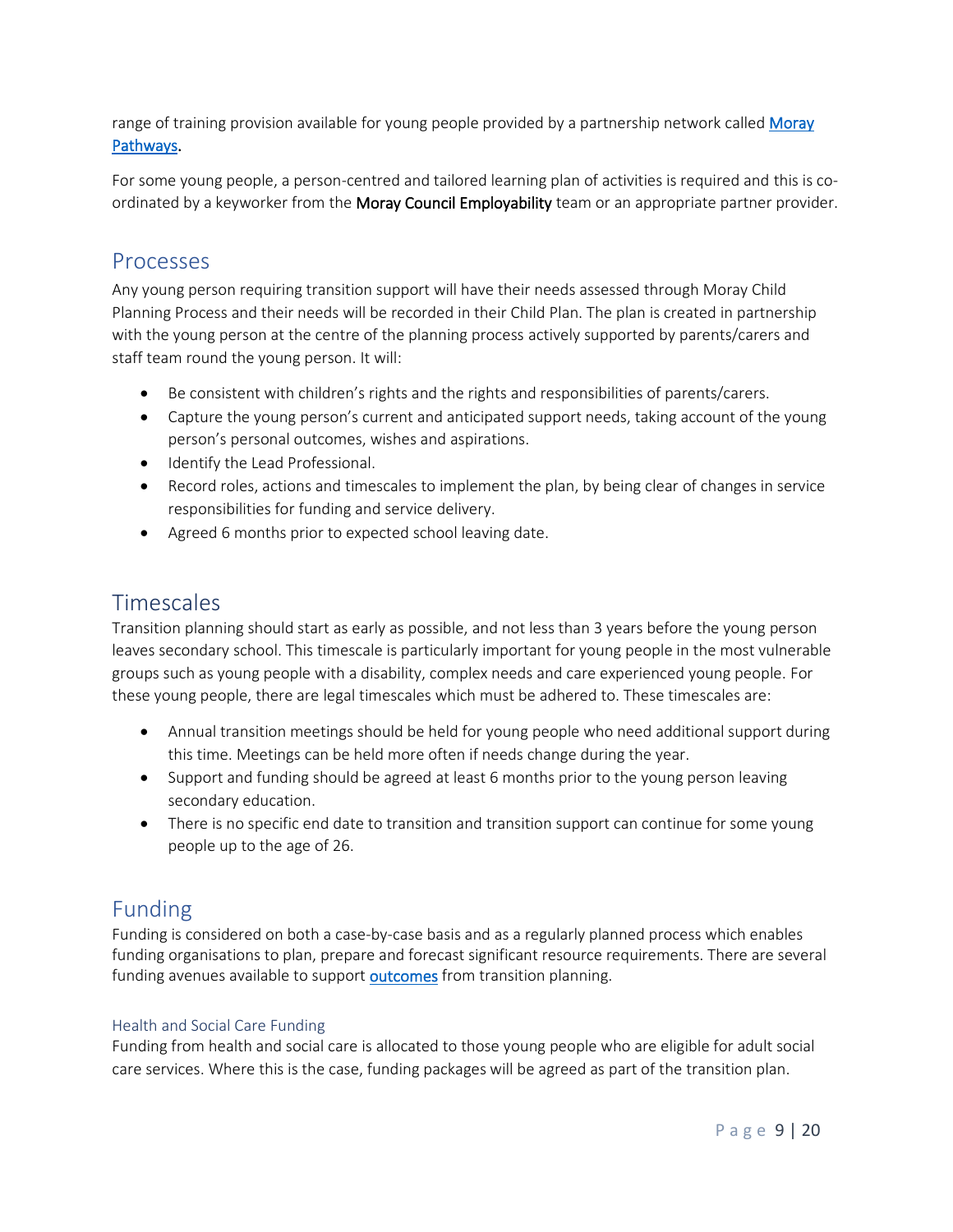range of training provision available for young people provided by a partnership network called [Moray Pathways](#).

For some young people, a person-centred and tailored learning plan of activities is required and this is co-ordinated by a keyworker from the **Moray Council Employability** team or an appropriate partner provider.

## Processes

Any young person requiring transition support will have their needs assessed through Moray Child Planning Process and their needs will be recorded in their Child Plan. The plan is created in partnership with the young person at the centre of the planning process actively supported by parents/carers and staff team round the young person. It will:

- Be consistent with children's rights and the rights and responsibilities of parents/carers.
- Capture the young person's current and anticipated support needs, taking account of the young person's personal outcomes, wishes and aspirations.
- Identify the Lead Professional.
- Record roles, actions and timescales to implement the plan, by being clear of changes in service responsibilities for funding and service delivery.
- Agreed 6 months prior to expected school leaving date.

## Timescales

Transition planning should start as early as possible, and not less than 3 years before the young person leaves secondary school. This timescale is particularly important for young people in the most vulnerable groups such as young people with a disability, complex needs and care experienced young people. For these young people, there are legal timescales which must be adhered to. These timescales are:

- Annual transition meetings should be held for young people who need additional support during this time. Meetings can be held more often if needs change during the year.
- Support and funding should be agreed at least 6 months prior to the young person leaving secondary education.
- There is no specific end date to transition and transition support can continue for some young people up to the age of 26.

## Funding

Funding is considered on both a case-by-case basis and as a regularly planned process which enables funding organisations to plan, prepare and forecast significant resource requirements. There are several funding avenues available to support [outcomes](#) from transition planning.

### Health and Social Care Funding

Funding from health and social care is allocated to those young people who are eligible for adult social care services. Where this is the case, funding packages will be agreed as part of the transition plan.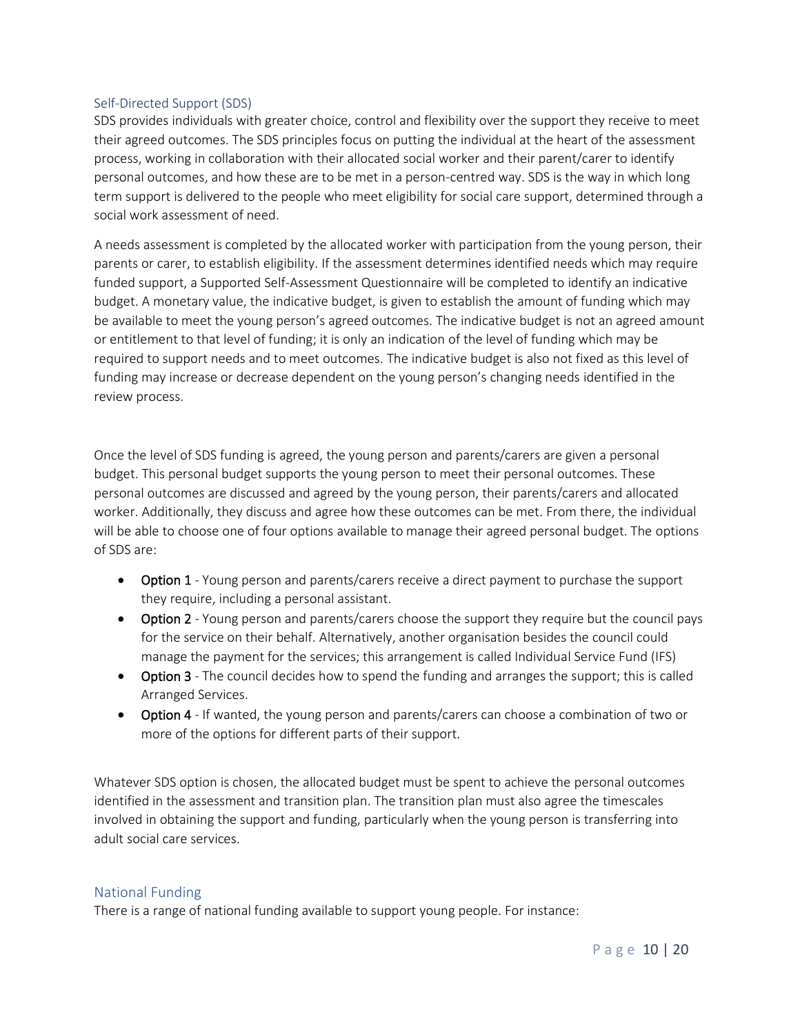## Self-Directed Support (SDS)

SDS provides individuals with greater choice, control and flexibility over the support they receive to meet their agreed outcomes. The SDS principles focus on putting the individual at the heart of the assessment process, working in collaboration with their allocated social worker and their parent/carer to identify personal outcomes, and how these are to be met in a person-centred way. SDS is the way in which long term support is delivered to the people who meet eligibility for social care support, determined through a social work assessment of need.

A needs assessment is completed by the allocated worker with participation from the young person, their parents or carer, to establish eligibility. If the assessment determines identified needs which may require funded support, a Supported Self-Assessment Questionnaire will be completed to identify an indicative budget. A monetary value, the indicative budget, is given to establish the amount of funding which may be available to meet the young person's agreed outcomes. The indicative budget is not an agreed amount or entitlement to that level of funding; it is only an indication of the level of funding which may be required to support needs and to meet outcomes. The indicative budget is also not fixed as this level of funding may increase or decrease dependent on the young person's changing needs identified in the review process.

Once the level of SDS funding is agreed, the young person and parents/carers are given a personal budget. This personal budget supports the young person to meet their personal outcomes. These personal outcomes are discussed and agreed by the young person, their parents/carers and allocated worker. Additionally, they discuss and agree how these outcomes can be met. From there, the individual will be able to choose one of four options available to manage their agreed personal budget. The options of SDS are:

- **Option 1** - Young person and parents/carers receive a direct payment to purchase the support they require, including a personal assistant.
- **Option 2** - Young person and parents/carers choose the support they require but the council pays for the service on their behalf. Alternatively, another organisation besides the council could manage the payment for the services; this arrangement is called Individual Service Fund (IFS)
- **Option 3** - The council decides how to spend the funding and arranges the support; this is called Arranged Services.
- **Option 4** - If wanted, the young person and parents/carers can choose a combination of two or more of the options for different parts of their support.

Whatever SDS option is chosen, the allocated budget must be spent to achieve the personal outcomes identified in the assessment and transition plan. The transition plan must also agree the timescales involved in obtaining the support and funding, particularly when the young person is transferring into adult social care services.

## National Funding

There is a range of national funding available to support young people. For instance: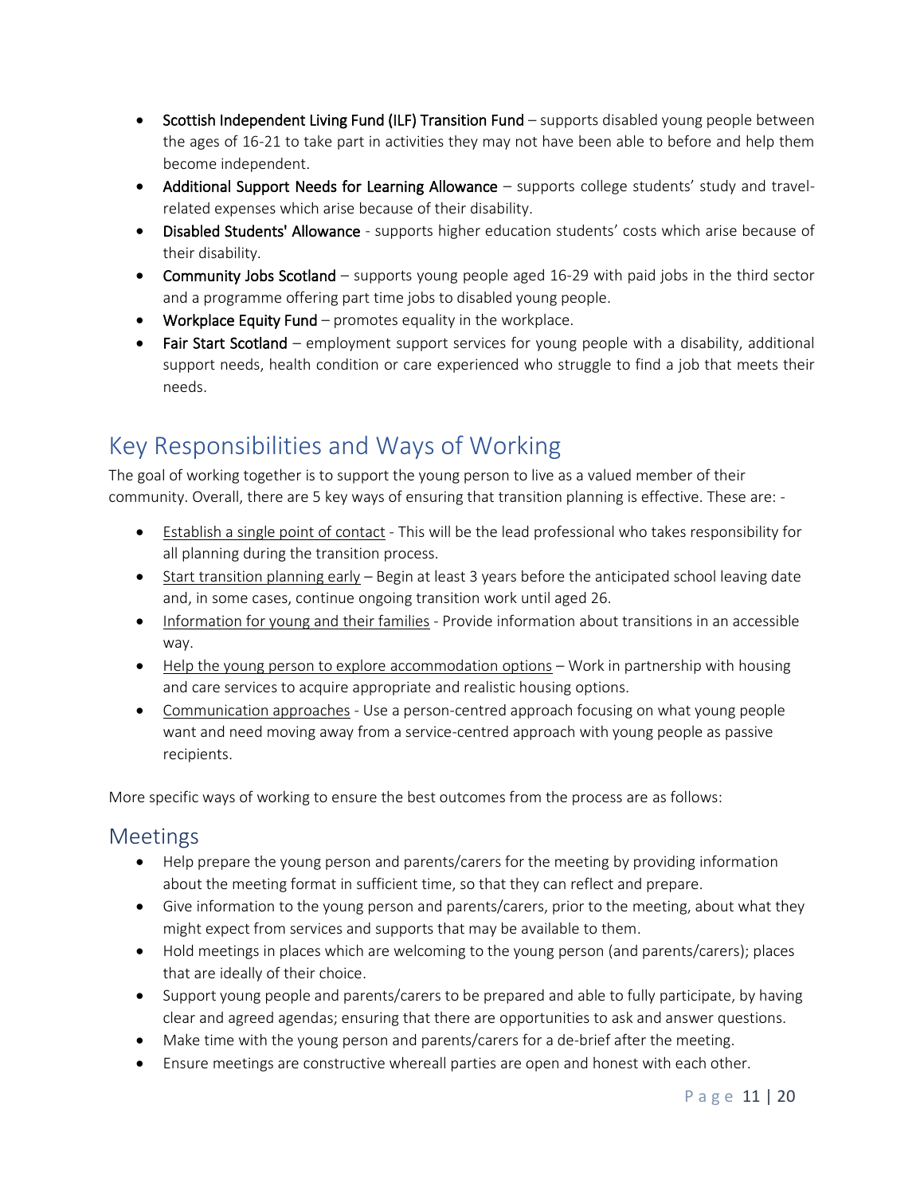- **Scottish Independent Living Fund (ILF) Transition Fund** – supports disabled young people between the ages of 16-21 to take part in activities they may not have been able to before and help them become independent.
- **Additional Support Needs for Learning Allowance** – supports college students' study and travel-related expenses which arise because of their disability.
- **Disabled Students' Allowance** - supports higher education students' costs which arise because of their disability.
- **Community Jobs Scotland** – supports young people aged 16-29 with paid jobs in the third sector and a programme offering part time jobs to disabled young people.
- **Workplace Equity Fund** – promotes equality in the workplace.
- **Fair Start Scotland** – employment support services for young people with a disability, additional support needs, health condition or care experienced who struggle to find a job that meets their needs.

## Key Responsibilities and Ways of Working

The goal of working together is to support the young person to live as a valued member of their community. Overall, there are 5 key ways of ensuring that transition planning is effective. These are: -

- Establish a single point of contact - This will be the lead professional who takes responsibility for all planning during the transition process.
- Start transition planning early – Begin at least 3 years before the anticipated school leaving date and, in some cases, continue ongoing transition work until aged 26.
- Information for young and their families - Provide information about transitions in an accessible way.
- Help the young person to explore accommodation options – Work in partnership with housing and care services to acquire appropriate and realistic housing options.
- Communication approaches - Use a person-centred approach focusing on what young people want and need moving away from a service-centred approach with young people as passive recipients.

More specific ways of working to ensure the best outcomes from the process are as follows:

### Meetings

- Help prepare the young person and parents/carers for the meeting by providing information about the meeting format in sufficient time, so that they can reflect and prepare.
- Give information to the young person and parents/carers, prior to the meeting, about what they might expect from services and supports that may be available to them.
- Hold meetings in places which are welcoming to the young person (and parents/carers); places that are ideally of their choice.
- Support young people and parents/carers to be prepared and able to fully participate, by having clear and agreed agendas; ensuring that there are opportunities to ask and answer questions.
- Make time with the young person and parents/carers for a de-brief after the meeting.
- Ensure meetings are constructive whereall parties are open and honest with each other.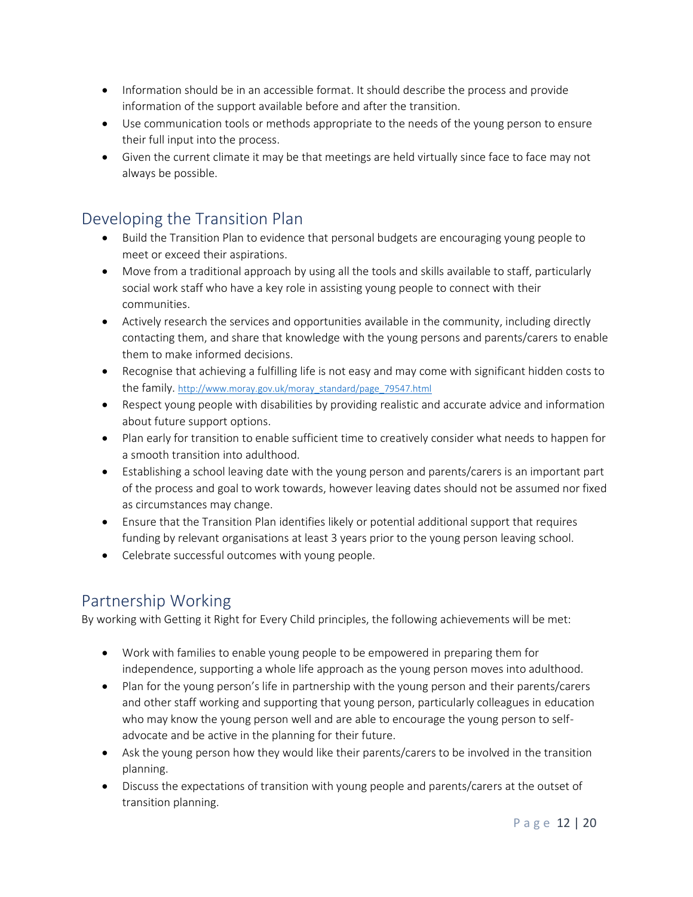- Information should be in an accessible format. It should describe the process and provide information of the support available before and after the transition.
- Use communication tools or methods appropriate to the needs of the young person to ensure their full input into the process.
- Given the current climate it may be that meetings are held virtually since face to face may not always be possible.

## Developing the Transition Plan

- Build the Transition Plan to evidence that personal budgets are encouraging young people to meet or exceed their aspirations.
- Move from a traditional approach by using all the tools and skills available to staff, particularly social work staff who have a key role in assisting young people to connect with their communities.
- Actively research the services and opportunities available in the community, including directly contacting them, and share that knowledge with the young persons and parents/carers to enable them to make informed decisions.
- Recognise that achieving a fulfilling life is not easy and may come with significant hidden costs to the family. http://www.moray.gov.uk/moray_standard/page_79547.html
- Respect young people with disabilities by providing realistic and accurate advice and information about future support options.
- Plan early for transition to enable sufficient time to creatively consider what needs to happen for a smooth transition into adulthood.
- Establishing a school leaving date with the young person and parents/carers is an important part of the process and goal to work towards, however leaving dates should not be assumed nor fixed as circumstances may change.
- Ensure that the Transition Plan identifies likely or potential additional support that requires funding by relevant organisations at least 3 years prior to the young person leaving school.
- Celebrate successful outcomes with young people.

## Partnership Working

By working with Getting it Right for Every Child principles, the following achievements will be met:

- Work with families to enable young people to be empowered in preparing them for independence, supporting a whole life approach as the young person moves into adulthood.
- Plan for the young person's life in partnership with the young person and their parents/carers and other staff working and supporting that young person, particularly colleagues in education who may know the young person well and are able to encourage the young person to self-advocate and be active in the planning for their future.
- Ask the young person how they would like their parents/carers to be involved in the transition planning.
- Discuss the expectations of transition with young people and parents/carers at the outset of transition planning.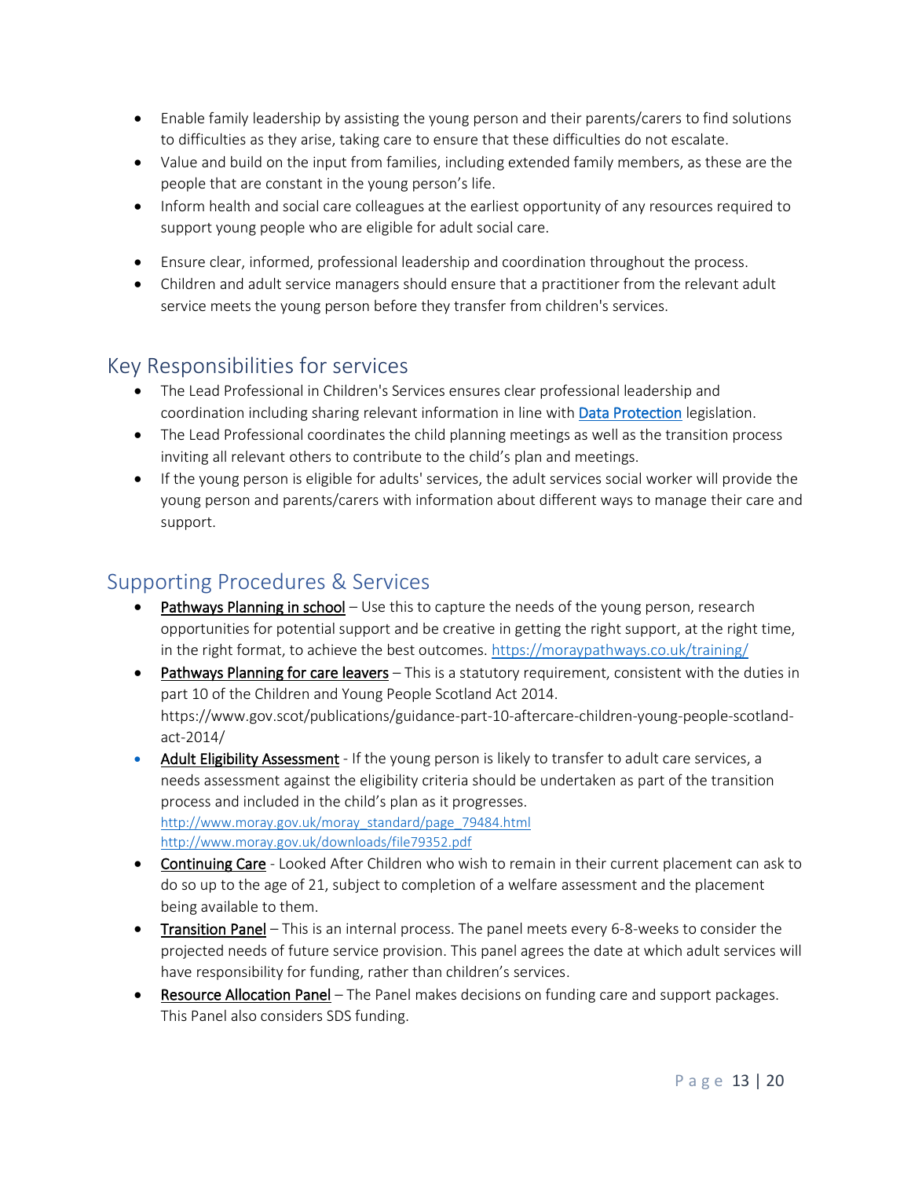- Enable family leadership by assisting the young person and their parents/carers to find solutions to difficulties as they arise, taking care to ensure that these difficulties do not escalate.
- Value and build on the input from families, including extended family members, as these are the people that are constant in the young person's life.
- Inform health and social care colleagues at the earliest opportunity of any resources required to support young people who are eligible for adult social care.
- Ensure clear, informed, professional leadership and coordination throughout the process.
- Children and adult service managers should ensure that a practitioner from the relevant adult service meets the young person before they transfer from children's services.

## Key Responsibilities for services

- The Lead Professional in Children's Services ensures clear professional leadership and coordination including sharing relevant information in line with Data Protection legislation.
- The Lead Professional coordinates the child planning meetings as well as the transition process inviting all relevant others to contribute to the child's plan and meetings.
- If the young person is eligible for adults' services, the adult services social worker will provide the young person and parents/carers with information about different ways to manage their care and support.

## Supporting Procedures & Services

- Pathways Planning in school – Use this to capture the needs of the young person, research opportunities for potential support and be creative in getting the right support, at the right time, in the right format, to achieve the best outcomes. https://moraypathways.co.uk/training/
- Pathways Planning for care leavers – This is a statutory requirement, consistent with the duties in part 10 of the Children and Young People Scotland Act 2014. https://www.gov.scot/publications/guidance-part-10-aftercare-children-young-people-scotland-act-2014/
- Adult Eligibility Assessment - If the young person is likely to transfer to adult care services, a needs assessment against the eligibility criteria should be undertaken as part of the transition process and included in the child's plan as it progresses.
  http://www.moray.gov.uk/moray_standard/page_79484.html
  http://www.moray.gov.uk/downloads/file79352.pdf
- Continuing Care - Looked After Children who wish to remain in their current placement can ask to do so up to the age of 21, subject to completion of a welfare assessment and the placement being available to them.
- Transition Panel – This is an internal process. The panel meets every 6-8-weeks to consider the projected needs of future service provision. This panel agrees the date at which adult services will have responsibility for funding, rather than children's services.
- Resource Allocation Panel – The Panel makes decisions on funding care and support packages. This Panel also considers SDS funding.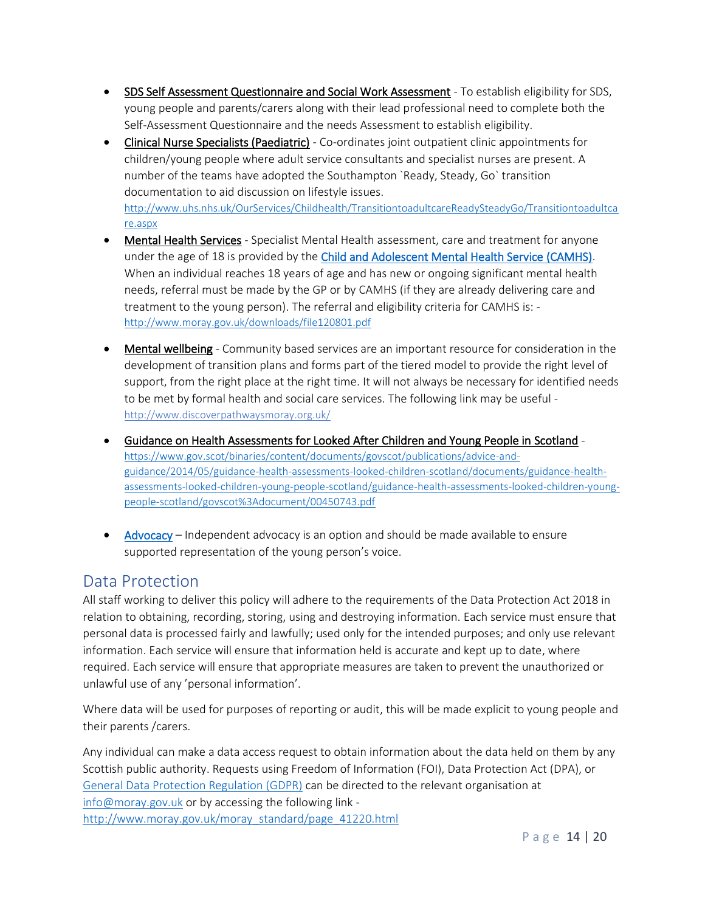- SDS Self Assessment Questionnaire and Social Work Assessment - To establish eligibility for SDS, young people and parents/carers along with their lead professional need to complete both the Self-Assessment Questionnaire and the needs Assessment to establish eligibility.
- Clinical Nurse Specialists (Paediatric) - Co-ordinates joint outpatient clinic appointments for children/young people where adult service consultants and specialist nurses are present. A number of the teams have adopted the Southampton `Ready, Steady, Go` transition documentation to aid discussion on lifestyle issues. http://www.uhs.nhs.uk/OurServices/Childhealth/TransitiontoadultcareReadySteadyGo/Transitiontoadultcare.aspx
- Mental Health Services - Specialist Mental Health assessment, care and treatment for anyone under the age of 18 is provided by the Child and Adolescent Mental Health Service (CAMHS). When an individual reaches 18 years of age and has new or ongoing significant mental health needs, referral must be made by the GP or by CAMHS (if they are already delivering care and treatment to the young person). The referral and eligibility criteria for CAMHS is: - http://www.moray.gov.uk/downloads/file120801.pdf
- Mental wellbeing - Community based services are an important resource for consideration in the development of transition plans and forms part of the tiered model to provide the right level of support, from the right place at the right time. It will not always be necessary for identified needs to be met by formal health and social care services. The following link may be useful - http://www.discoverpathwaysmoray.org.uk/
- Guidance on Health Assessments for Looked After Children and Young People in Scotland - https://www.gov.scot/binaries/content/documents/govscot/publications/advice-and-guidance/2014/05/guidance-health-assessments-looked-children-scotland/documents/guidance-health-assessments-looked-children-young-people-scotland/guidance-health-assessments-looked-children-young-people-scotland/govscot%3Adocument/00450743.pdf
- Advocacy – Independent advocacy is an option and should be made available to ensure supported representation of the young person's voice.

## Data Protection

All staff working to deliver this policy will adhere to the requirements of the Data Protection Act 2018 in relation to obtaining, recording, storing, using and destroying information. Each service must ensure that personal data is processed fairly and lawfully; used only for the intended purposes; and only use relevant information. Each service will ensure that information held is accurate and kept up to date, where required. Each service will ensure that appropriate measures are taken to prevent the unauthorized or unlawful use of any 'personal information'.

Where data will be used for purposes of reporting or audit, this will be made explicit to young people and their parents /carers.

Any individual can make a data access request to obtain information about the data held on them by any Scottish public authority. Requests using Freedom of Information (FOI), Data Protection Act (DPA), or General Data Protection Regulation (GDPR) can be directed to the relevant organisation at info@moray.gov.uk or by accessing the following link - http://www.moray.gov.uk/moray_standard/page_41220.html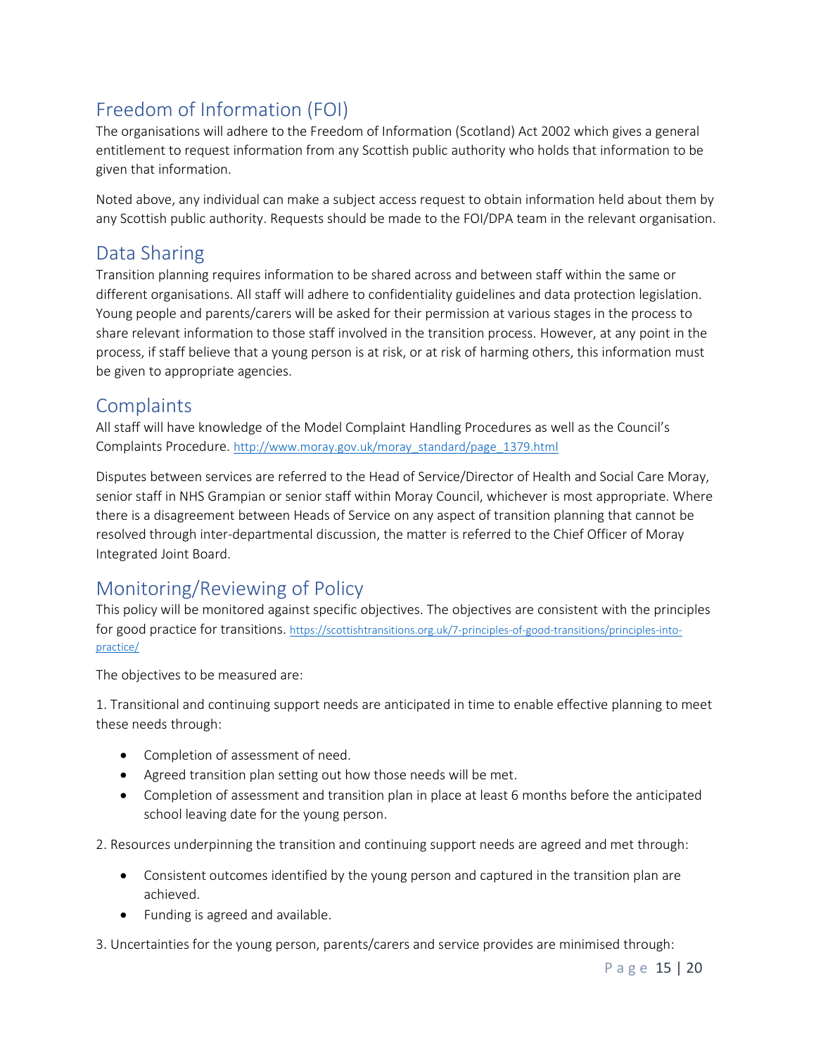## Freedom of Information (FOI)

The organisations will adhere to the Freedom of Information (Scotland) Act 2002 which gives a general entitlement to request information from any Scottish public authority who holds that information to be given that information.

Noted above, any individual can make a subject access request to obtain information held about them by any Scottish public authority. Requests should be made to the FOI/DPA team in the relevant organisation.

## Data Sharing

Transition planning requires information to be shared across and between staff within the same or different organisations. All staff will adhere to confidentiality guidelines and data protection legislation. Young people and parents/carers will be asked for their permission at various stages in the process to share relevant information to those staff involved in the transition process. However, at any point in the process, if staff believe that a young person is at risk, or at risk of harming others, this information must be given to appropriate agencies.

## Complaints

All staff will have knowledge of the Model Complaint Handling Procedures as well as the Council's Complaints Procedure. http://www.moray.gov.uk/moray_standard/page_1379.html

Disputes between services are referred to the Head of Service/Director of Health and Social Care Moray, senior staff in NHS Grampian or senior staff within Moray Council, whichever is most appropriate. Where there is a disagreement between Heads of Service on any aspect of transition planning that cannot be resolved through inter-departmental discussion, the matter is referred to the Chief Officer of Moray Integrated Joint Board.

## Monitoring/Reviewing of Policy

This policy will be monitored against specific objectives. The objectives are consistent with the principles for good practice for transitions. https://scottishtransitions.org.uk/7-principles-of-good-transitions/principles-into-practice/

The objectives to be measured are:

1. Transitional and continuing support needs are anticipated in time to enable effective planning to meet these needs through:

- Completion of assessment of need.
- Agreed transition plan setting out how those needs will be met.
- Completion of assessment and transition plan in place at least 6 months before the anticipated school leaving date for the young person.

2. Resources underpinning the transition and continuing support needs are agreed and met through:

- Consistent outcomes identified by the young person and captured in the transition plan are achieved.
- Funding is agreed and available.

3. Uncertainties for the young person, parents/carers and service provides are minimised through: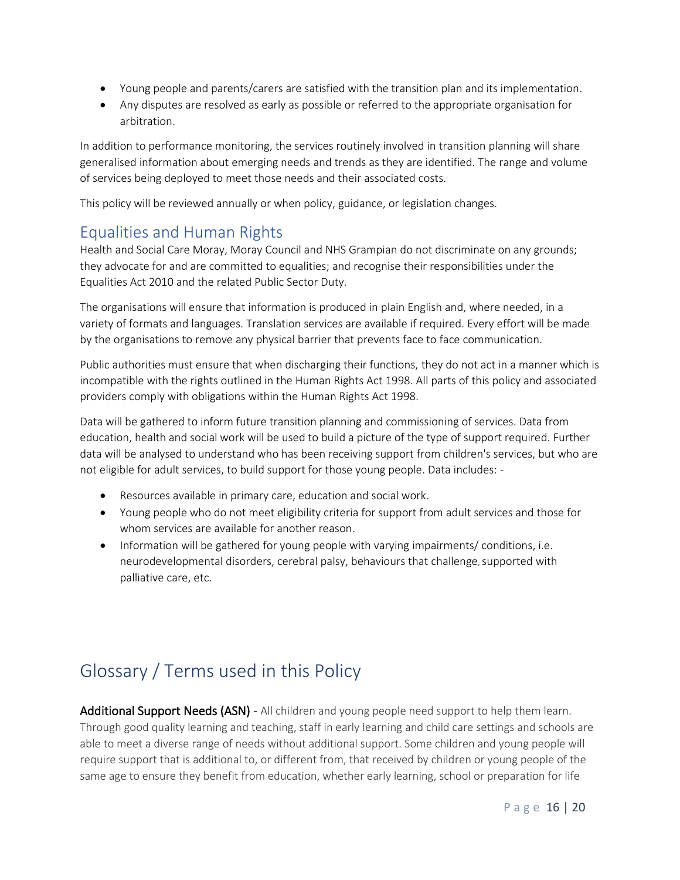- Young people and parents/carers are satisfied with the transition plan and its implementation.
- Any disputes are resolved as early as possible or referred to the appropriate organisation for arbitration.

In addition to performance monitoring, the services routinely involved in transition planning will share generalised information about emerging needs and trends as they are identified. The range and volume of services being deployed to meet those needs and their associated costs.

This policy will be reviewed annually or when policy, guidance, or legislation changes.

## Equalities and Human Rights

Health and Social Care Moray, Moray Council and NHS Grampian do not discriminate on any grounds; they advocate for and are committed to equalities; and recognise their responsibilities under the Equalities Act 2010 and the related Public Sector Duty.

The organisations will ensure that information is produced in plain English and, where needed, in a variety of formats and languages. Translation services are available if required. Every effort will be made by the organisations to remove any physical barrier that prevents face to face communication.

Public authorities must ensure that when discharging their functions, they do not act in a manner which is incompatible with the rights outlined in the Human Rights Act 1998. All parts of this policy and associated providers comply with obligations within the Human Rights Act 1998.

Data will be gathered to inform future transition planning and commissioning of services. Data from education, health and social work will be used to build a picture of the type of support required. Further data will be analysed to understand who has been receiving support from children's services, but who are not eligible for adult services, to build support for those young people. Data includes: -

- Resources available in primary care, education and social work.
- Young people who do not meet eligibility criteria for support from adult services and those for whom services are available for another reason.
- Information will be gathered for young people with varying impairments/ conditions, i.e. neurodevelopmental disorders, cerebral palsy, behaviours that challenge, supported with palliative care, etc.

# Glossary / Terms used in this Policy

**Additional Support Needs (ASN)** - All children and young people need support to help them learn. Through good quality learning and teaching, staff in early learning and child care settings and schools are able to meet a diverse range of needs without additional support. Some children and young people will require support that is additional to, or different from, that received by children or young people of the same age to ensure they benefit from education, whether early learning, school or preparation for life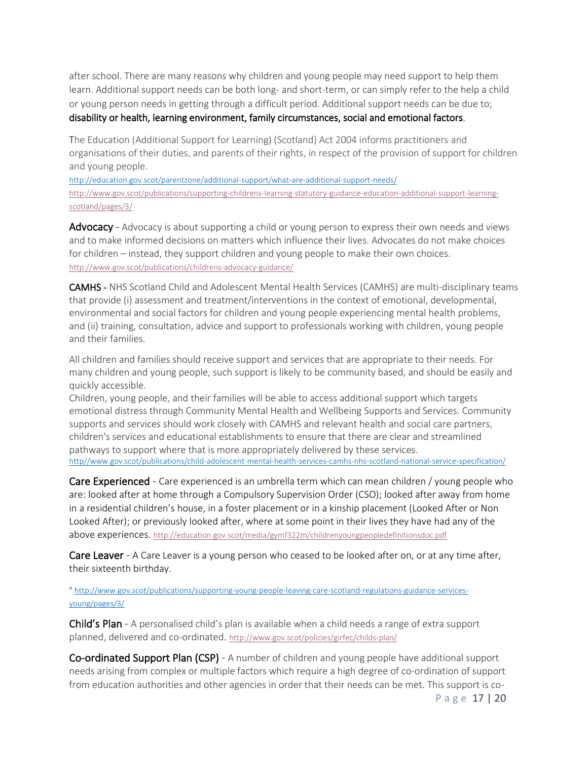after school. There are many reasons why children and young people may need support to help them learn. Additional support needs can be both long- and short-term, or can simply refer to the help a child or young person needs in getting through a difficult period. Additional support needs can be due to; **disability or health, learning environment, family circumstances, social and emotional factors**.

The Education (Additional Support for Learning) (Scotland) Act 2004 informs practitioners and organisations of their duties, and parents of their rights, in respect of the provision of support for children and young people.
http://education.gov.scot/parentzone/additional-support/what-are-additional-support-needs/
http://www.gov.scot/publications/supporting-childrens-learning-statutory-guidance-education-additional-support-learning-scotland/pages/3/

**Advocacy** - Advocacy is about supporting a child or young person to express their own needs and views and to make informed decisions on matters which influence their lives. Advocates do not make choices for children – instead, they support children and young people to make their own choices.
http://www.gov.scot/publications/childrens-advocacy-guidance/

**CAMHS** - NHS Scotland Child and Adolescent Mental Health Services (CAMHS) are multi-disciplinary teams that provide (i) assessment and treatment/interventions in the context of emotional, developmental, environmental and social factors for children and young people experiencing mental health problems, and (ii) training, consultation, advice and support to professionals working with children, young people and their families.

All children and families should receive support and services that are appropriate to their needs. For many children and young people, such support is likely to be community based, and should be easily and quickly accessible.
Children, young people, and their families will be able to access additional support which targets emotional distress through Community Mental Health and Wellbeing Supports and Services. Community supports and services should work closely with CAMHS and relevant health and social care partners, children's services and educational establishments to ensure that there are clear and streamlined pathways to support where that is more appropriately delivered by these services.
http//www.gov.scot/publications/child-adolescent-mental-health-services-camhs-nhs-scotland-national-service-specification/

**Care Experienced** - Care experienced is an umbrella term which can mean children / young people who are: looked after at home through a Compulsory Supervision Order (CSO); looked after away from home in a residential children's house, in a foster placement or in a kinship placement (Looked After or Non Looked After); or previously looked after, where at some point in their lives they have had any of the above experiences. http://education.gov.scot/media/gymf322m/childrenyoungpeopledefinitionsdoc.pdf

**Care Leaver** - A Care Leaver is a young person who ceased to be looked after on, or at any time after, their sixteenth birthday.

" http://www.gov.scot/publications/supporting-young-people-leaving-care-scotland-regulations-guidance-services-young/pages/3/

**Child's Plan** - A personalised child's plan is available when a child needs a range of extra support planned, delivered and co-ordinated. http://www.gov.scot/policies/girfec/childs-plan/

**Co-ordinated Support Plan (CSP)** - A number of children and young people have additional support needs arising from complex or multiple factors which require a high degree of co-ordination of support from education authorities and other agencies in order that their needs can be met. This support is co-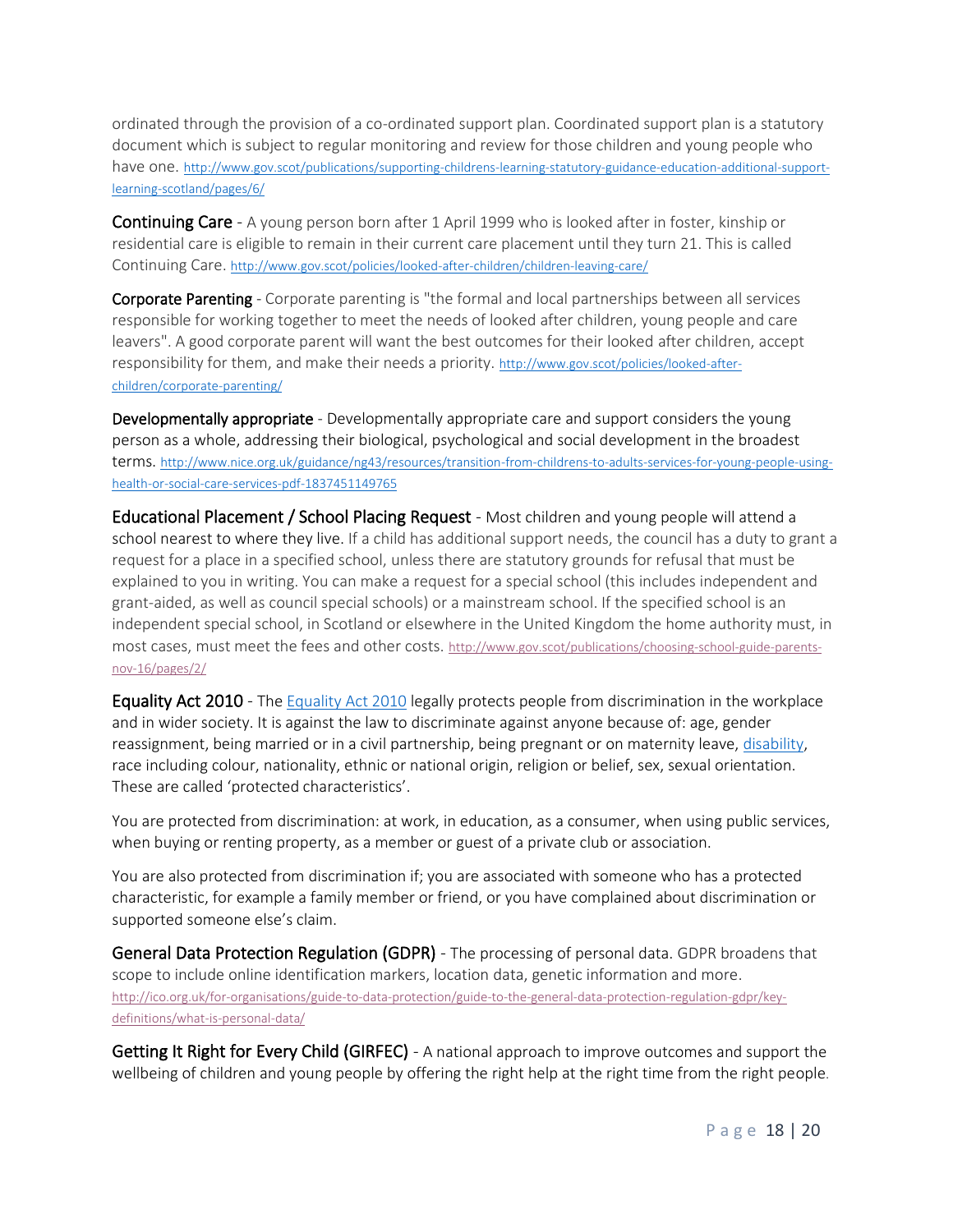ordinated through the provision of a co-ordinated support plan. Coordinated support plan is a statutory document which is subject to regular monitoring and review for those children and young people who have one. http://www.gov.scot/publications/supporting-childrens-learning-statutory-guidance-education-additional-support-learning-scotland/pages/6/

**Continuing Care** - A young person born after 1 April 1999 who is looked after in foster, kinship or residential care is eligible to remain in their current care placement until they turn 21. This is called Continuing Care. http://www.gov.scot/policies/looked-after-children/children-leaving-care/

**Corporate Parenting** - Corporate parenting is "the formal and local partnerships between all services responsible for working together to meet the needs of looked after children, young people and care leavers". A good corporate parent will want the best outcomes for their looked after children, accept responsibility for them, and make their needs a priority. http://www.gov.scot/policies/looked-after-children/corporate-parenting/

**Developmentally appropriate** - Developmentally appropriate care and support considers the young person as a whole, addressing their biological, psychological and social development in the broadest terms. http://www.nice.org.uk/guidance/ng43/resources/transition-from-childrens-to-adults-services-for-young-people-using-health-or-social-care-services-pdf-1837451149765

**Educational Placement / School Placing Request** - Most children and young people will attend a school nearest to where they live. If a child has additional support needs, the council has a duty to grant a request for a place in a specified school, unless there are statutory grounds for refusal that must be explained to you in writing. You can make a request for a special school (this includes independent and grant-aided, as well as council special schools) or a mainstream school. If the specified school is an independent special school, in Scotland or elsewhere in the United Kingdom the home authority must, in most cases, must meet the fees and other costs. http://www.gov.scot/publications/choosing-school-guide-parents-nov-16/pages/2/

**Equality Act 2010** - The Equality Act 2010 legally protects people from discrimination in the workplace and in wider society. It is against the law to discriminate against anyone because of: age, gender reassignment, being married or in a civil partnership, being pregnant or on maternity leave, disability, race including colour, nationality, ethnic or national origin, religion or belief, sex, sexual orientation. These are called 'protected characteristics'.

You are protected from discrimination: at work, in education, as a consumer, when using public services, when buying or renting property, as a member or guest of a private club or association.

You are also protected from discrimination if; you are associated with someone who has a protected characteristic, for example a family member or friend, or you have complained about discrimination or supported someone else's claim.

**General Data Protection Regulation (GDPR)** - The processing of personal data. GDPR broadens that scope to include online identification markers, location data, genetic information and more. http://ico.org.uk/for-organisations/guide-to-data-protection/guide-to-the-general-data-protection-regulation-gdpr/key-definitions/what-is-personal-data/

**Getting It Right for Every Child (GIRFEC)** - A national approach to improve outcomes and support the wellbeing of children and young people by offering the right help at the right time from the right people.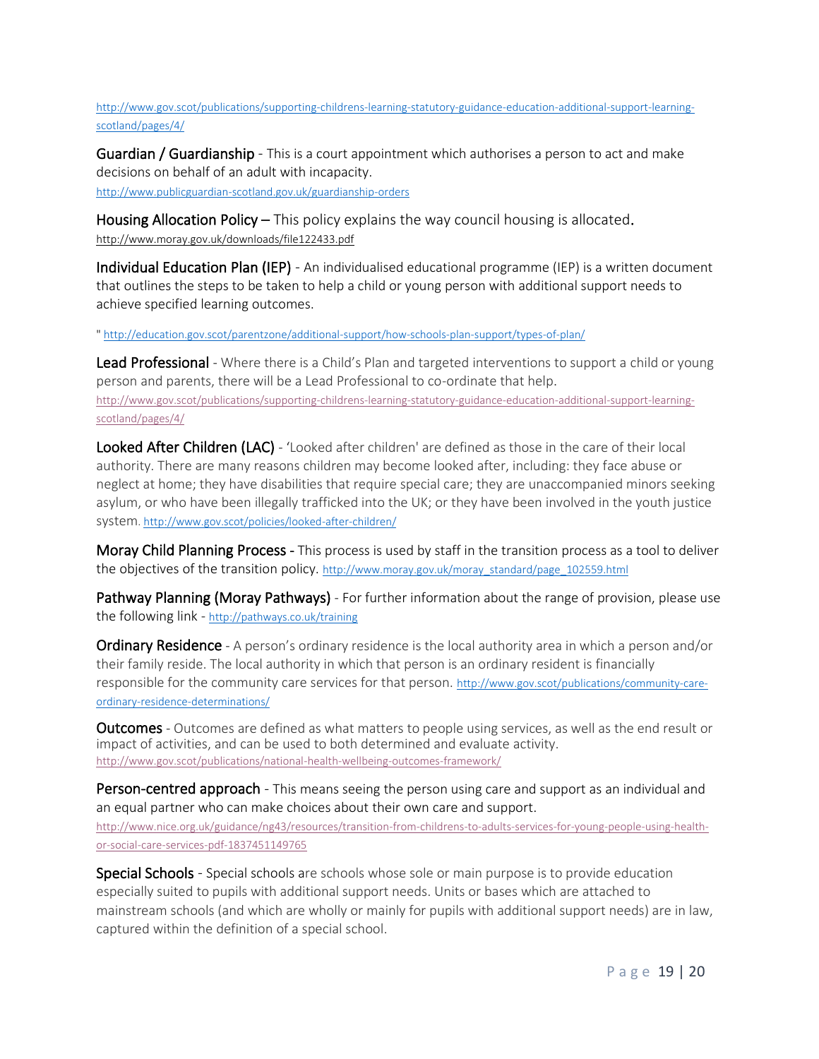http://www.gov.scot/publications/supporting-childrens-learning-statutory-guidance-education-additional-support-learning-scotland/pages/4/

**Guardian / Guardianship** - This is a court appointment which authorises a person to act and make decisions on behalf of an adult with incapacity.
http://www.publicguardian-scotland.gov.uk/guardianship-orders

**Housing Allocation Policy** – This policy explains the way council housing is allocated.
http://www.moray.gov.uk/downloads/file122433.pdf

**Individual Education Plan (IEP)** - An individualised educational programme (IEP) is a written document that outlines the steps to be taken to help a child or young person with additional support needs to achieve specified learning outcomes.

" http://education.gov.scot/parentzone/additional-support/how-schools-plan-support/types-of-plan/

**Lead Professional** - Where there is a Child's Plan and targeted interventions to support a child or young person and parents, there will be a Lead Professional to co-ordinate that help.
http://www.gov.scot/publications/supporting-childrens-learning-statutory-guidance-education-additional-support-learning-scotland/pages/4/

**Looked After Children (LAC)** - 'Looked after children' are defined as those in the care of their local authority. There are many reasons children may become looked after, including: they face abuse or neglect at home; they have disabilities that require special care; they are unaccompanied minors seeking asylum, or who have been illegally trafficked into the UK; or they have been involved in the youth justice system. http://www.gov.scot/policies/looked-after-children/

**Moray Child Planning Process** - This process is used by staff in the transition process as a tool to deliver the objectives of the transition policy. http://www.moray.gov.uk/moray_standard/page_102559.html

**Pathway Planning (Moray Pathways)** - For further information about the range of provision, please use the following link - http://pathways.co.uk/training

**Ordinary Residence** - A person's ordinary residence is the local authority area in which a person and/or their family reside. The local authority in which that person is an ordinary resident is financially responsible for the community care services for that person. http://www.gov.scot/publications/community-care-ordinary-residence-determinations/

**Outcomes** - Outcomes are defined as what matters to people using services, as well as the end result or impact of activities, and can be used to both determined and evaluate activity.
http://www.gov.scot/publications/national-health-wellbeing-outcomes-framework/

**Person-centred approach** - This means seeing the person using care and support as an individual and an equal partner who can make choices about their own care and support.
http://www.nice.org.uk/guidance/ng43/resources/transition-from-childrens-to-adults-services-for-young-people-using-health-or-social-care-services-pdf-1837451149765

**Special Schools** - Special schools are schools whose sole or main purpose is to provide education especially suited to pupils with additional support needs. Units or bases which are attached to mainstream schools (and which are wholly or mainly for pupils with additional support needs) are in law, captured within the definition of a special school.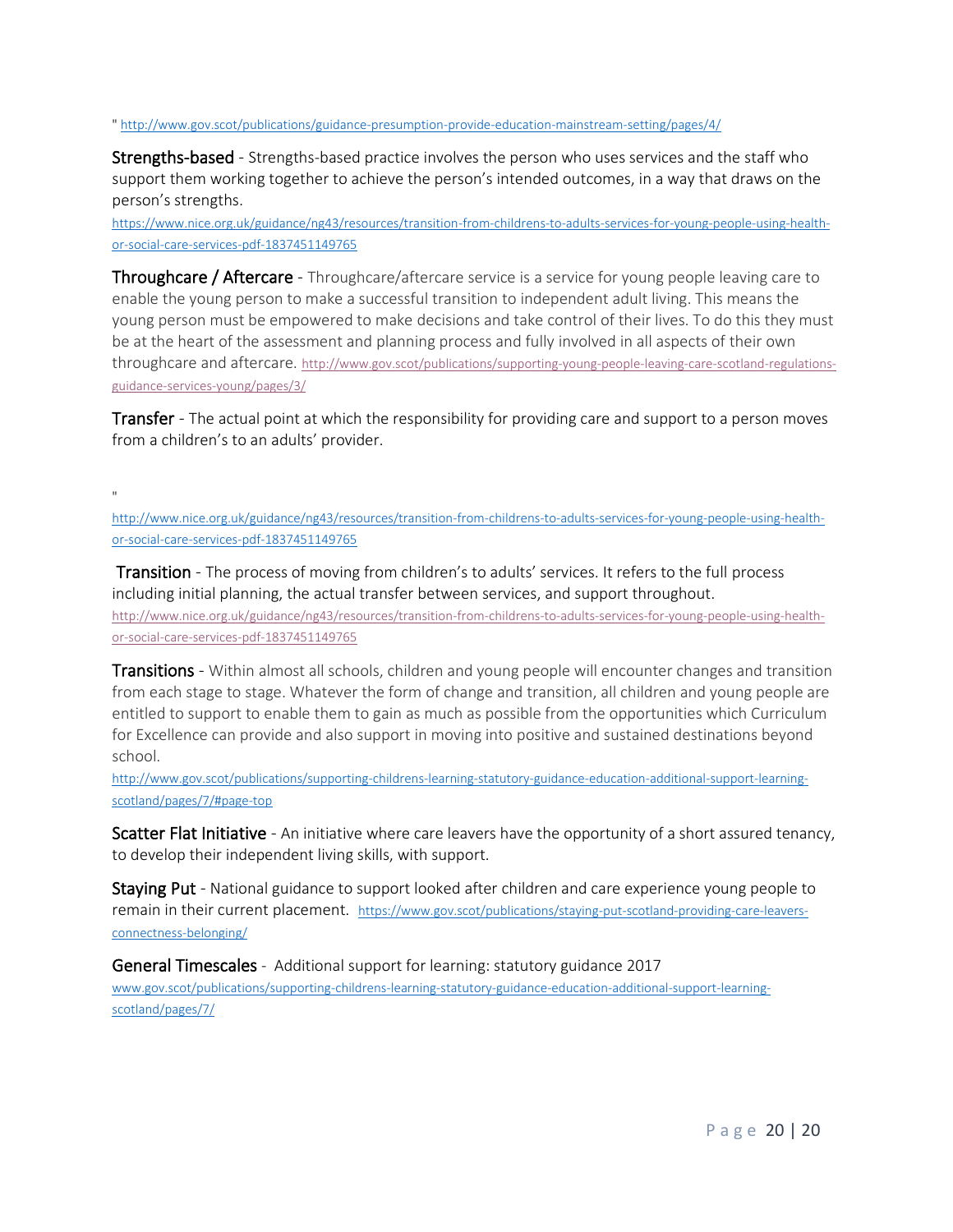" http://www.gov.scot/publications/guidance-presumption-provide-education-mainstream-setting/pages/4/

**Strengths-based** - Strengths-based practice involves the person who uses services and the staff who support them working together to achieve the person's intended outcomes, in a way that draws on the person's strengths.

https://www.nice.org.uk/guidance/ng43/resources/transition-from-childrens-to-adults-services-for-young-people-using-health-or-social-care-services-pdf-1837451149765

**Throughcare / Aftercare** - Throughcare/aftercare service is a service for young people leaving care to enable the young person to make a successful transition to independent adult living. This means the young person must be empowered to make decisions and take control of their lives. To do this they must be at the heart of the assessment and planning process and fully involved in all aspects of their own throughcare and aftercare. http://www.gov.scot/publications/supporting-young-people-leaving-care-scotland-regulations-guidance-services-young/pages/3/

**Transfer** - The actual point at which the responsibility for providing care and support to a person moves from a children's to an adults' provider.

"

http://www.nice.org.uk/guidance/ng43/resources/transition-from-childrens-to-adults-services-for-young-people-using-health-or-social-care-services-pdf-1837451149765

**Transition** - The process of moving from children's to adults' services. It refers to the full process including initial planning, the actual transfer between services, and support throughout.

http://www.nice.org.uk/guidance/ng43/resources/transition-from-childrens-to-adults-services-for-young-people-using-health-or-social-care-services-pdf-1837451149765

**Transitions** - Within almost all schools, children and young people will encounter changes and transition from each stage to stage. Whatever the form of change and transition, all children and young people are entitled to support to enable them to gain as much as possible from the opportunities which Curriculum for Excellence can provide and also support in moving into positive and sustained destinations beyond school.

http://www.gov.scot/publications/supporting-childrens-learning-statutory-guidance-education-additional-support-learning-scotland/pages/7/#page-top

**Scatter Flat Initiative** - An initiative where care leavers have the opportunity of a short assured tenancy, to develop their independent living skills, with support.

**Staying Put** - National guidance to support looked after children and care experience young people to remain in their current placement. https://www.gov.scot/publications/staying-put-scotland-providing-care-leavers-connectness-belonging/

**General Timescales** - Additional support for learning: statutory guidance 2017

www.gov.scot/publications/supporting-childrens-learning-statutory-guidance-education-additional-support-learning-scotland/pages/7/